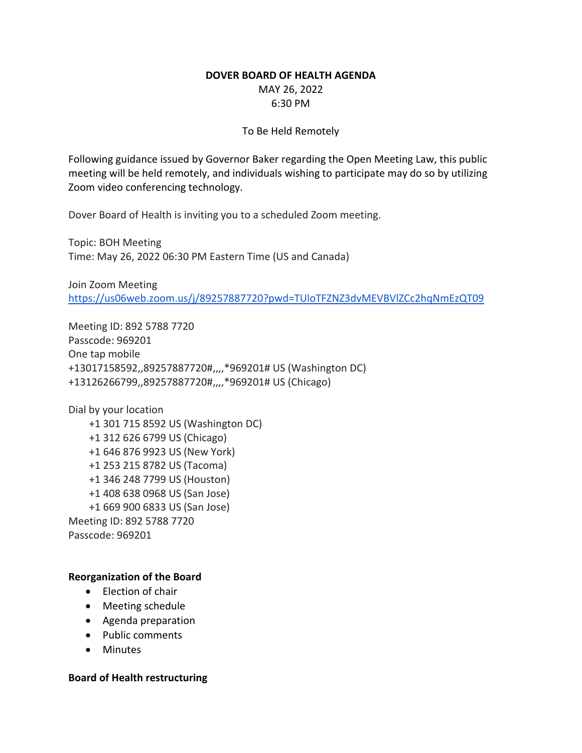# DOVER BOARD OF HEALTH AGENDA

MAY 26, 2022

6:30 PM

To Be Held Remotely

Following guidance issued by Governor Baker regarding the Open Meeting Law, this public meeting will be held remotely, and individuals wishing to participate may do so by utilizing Zoom video conferencing technology.

Dover Board of Health is inviting you to a scheduled Zoom meeting.

Topic: BOH Meeting
Time: May 26, 2022 06:30 PM Eastern Time (US and Canada)

Join Zoom Meeting
https://us06web.zoom.us/j/89257887720?pwd=TUloTFZNZ3dvMEVBVlZCc2hqNmEzQT09

Meeting ID: 892 5788 7720
Passcode: 969201
One tap mobile
+13017158592,,89257887720#,,,,*969201# US (Washington DC)
+13126266799,,89257887720#,,,,*969201# US (Chicago)

Dial by your location
- +1 301 715 8592 US (Washington DC)
- +1 312 626 6799 US (Chicago)
- +1 646 876 9923 US (New York)
- +1 253 215 8782 US (Tacoma)
- +1 346 248 7799 US (Houston)
- +1 408 638 0968 US (San Jose)
- +1 669 900 6833 US (San Jose)

Meeting ID: 892 5788 7720
Passcode: 969201

**Reorganization of the Board**

- Election of chair
- Meeting schedule
- Agenda preparation
- Public comments
- Minutes

**Board of Health restructuring**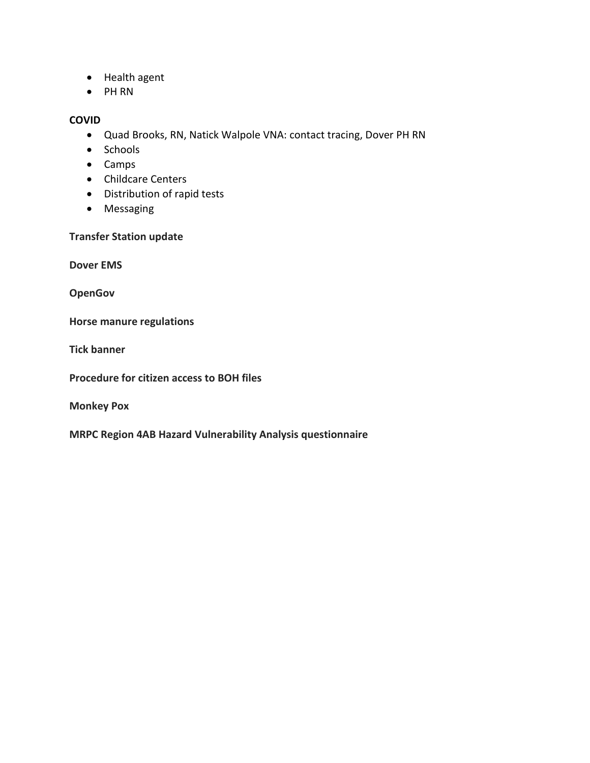- Health agent
- PH RN

**COVID**

- Quad Brooks, RN, Natick Walpole VNA: contact tracing, Dover PH RN
- Schools
- Camps
- Childcare Centers
- Distribution of rapid tests
- Messaging

**Transfer Station update**

**Dover EMS**

**OpenGov**

**Horse manure regulations**

**Tick banner**

**Procedure for citizen access to BOH files**

**Monkey Pox**

**MRPC Region 4AB Hazard Vulnerability Analysis questionnaire**